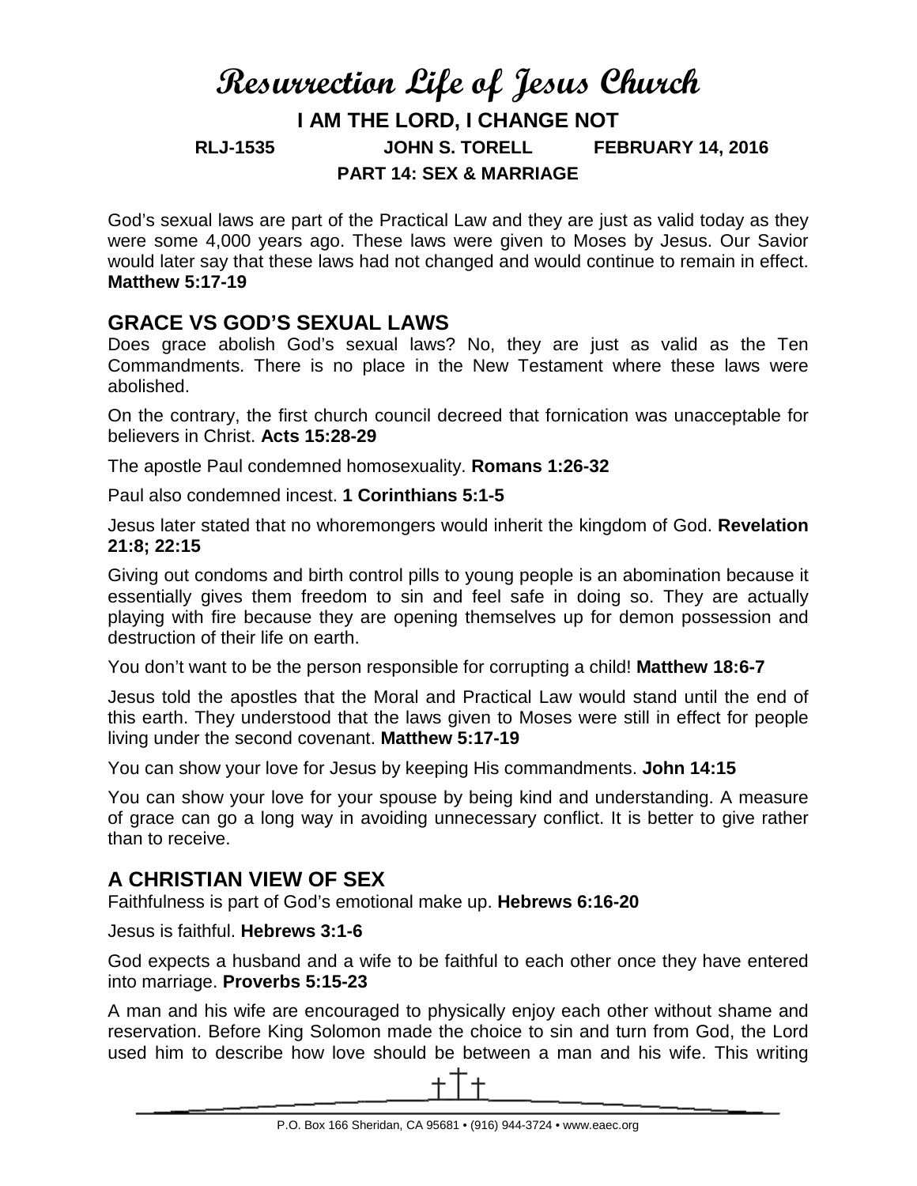# Resurrection Life of Jesus Church

## I AM THE LORD, I CHANGE NOT

**RLJ-1535 JOHN S. TORELL FEBRUARY 14, 2016**

**PART 14: SEX & MARRIAGE**

God's sexual laws are part of the Practical Law and they are just as valid today as they were some 4,000 years ago. These laws were given to Moses by Jesus. Our Savior would later say that these laws had not changed and would continue to remain in effect. **Matthew 5:17-19**

## GRACE VS GOD'S SEXUAL LAWS

Does grace abolish God's sexual laws? No, they are just as valid as the Ten Commandments. There is no place in the New Testament where these laws were abolished.

On the contrary, the first church council decreed that fornication was unacceptable for believers in Christ. **Acts 15:28-29**

The apostle Paul condemned homosexuality. **Romans 1:26-32**

Paul also condemned incest. **1 Corinthians 5:1-5**

Jesus later stated that no whoremongers would inherit the kingdom of God. **Revelation 21:8; 22:15**

Giving out condoms and birth control pills to young people is an abomination because it essentially gives them freedom to sin and feel safe in doing so. They are actually playing with fire because they are opening themselves up for demon possession and destruction of their life on earth.

You don't want to be the person responsible for corrupting a child! **Matthew 18:6-7**

Jesus told the apostles that the Moral and Practical Law would stand until the end of this earth. They understood that the laws given to Moses were still in effect for people living under the second covenant. **Matthew 5:17-19**

You can show your love for Jesus by keeping His commandments. **John 14:15**

You can show your love for your spouse by being kind and understanding. A measure of grace can go a long way in avoiding unnecessary conflict. It is better to give rather than to receive.

## A CHRISTIAN VIEW OF SEX

Faithfulness is part of God's emotional make up. **Hebrews 6:16-20**

Jesus is faithful. **Hebrews 3:1-6**

God expects a husband and a wife to be faithful to each other once they have entered into marriage. **Proverbs 5:15-23**

A man and his wife are encouraged to physically enjoy each other without shame and reservation. Before King Solomon made the choice to sin and turn from God, the Lord used him to describe how love should be between a man and his wife. This writing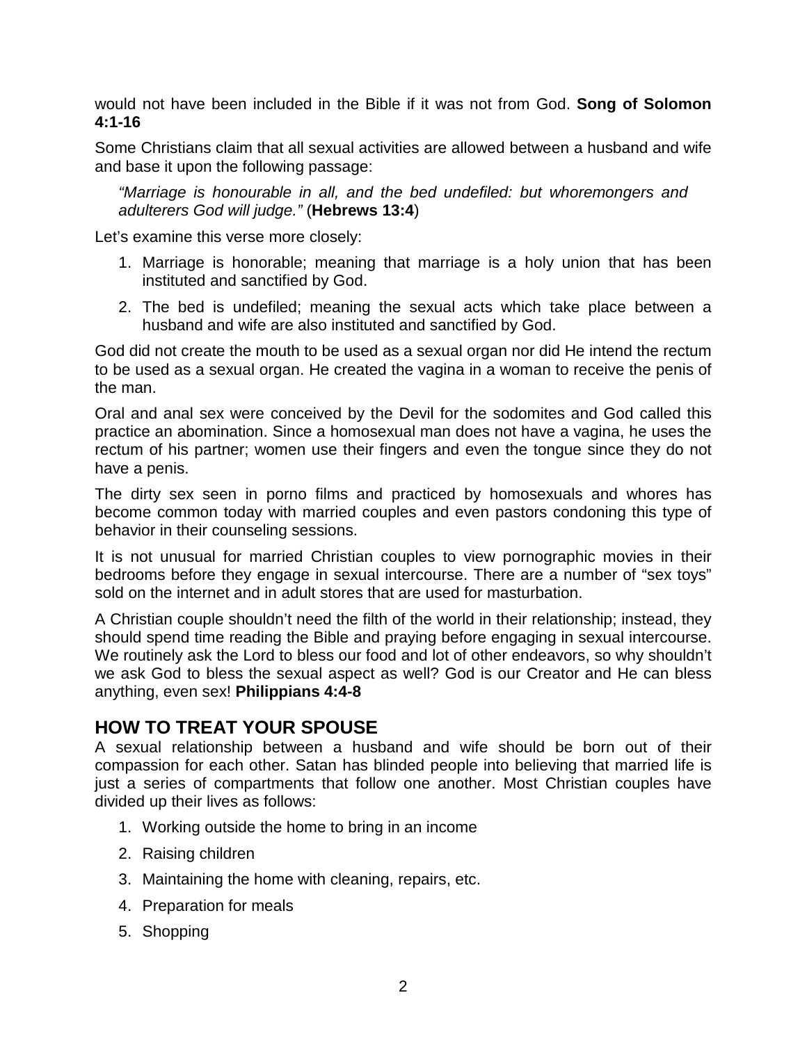would not have been included in the Bible if it was not from God. **Song of Solomon 4:1-16**

Some Christians claim that all sexual activities are allowed between a husband and wife and base it upon the following passage:

> *"Marriage is honourable in all, and the bed undefiled: but whoremongers and adulterers God will judge."* (**Hebrews 13:4**)

Let's examine this verse more closely:

1. Marriage is honorable; meaning that marriage is a holy union that has been instituted and sanctified by God.
2. The bed is undefiled; meaning the sexual acts which take place between a husband and wife are also instituted and sanctified by God.

God did not create the mouth to be used as a sexual organ nor did He intend the rectum to be used as a sexual organ. He created the vagina in a woman to receive the penis of the man.

Oral and anal sex were conceived by the Devil for the sodomites and God called this practice an abomination. Since a homosexual man does not have a vagina, he uses the rectum of his partner; women use their fingers and even the tongue since they do not have a penis.

The dirty sex seen in porno films and practiced by homosexuals and whores has become common today with married couples and even pastors condoning this type of behavior in their counseling sessions.

It is not unusual for married Christian couples to view pornographic movies in their bedrooms before they engage in sexual intercourse. There are a number of "sex toys" sold on the internet and in adult stores that are used for masturbation.

A Christian couple shouldn't need the filth of the world in their relationship; instead, they should spend time reading the Bible and praying before engaging in sexual intercourse. We routinely ask the Lord to bless our food and lot of other endeavors, so why shouldn't we ask God to bless the sexual aspect as well? God is our Creator and He can bless anything, even sex! **Philippians 4:4-8**

## HOW TO TREAT YOUR SPOUSE

A sexual relationship between a husband and wife should be born out of their compassion for each other. Satan has blinded people into believing that married life is just a series of compartments that follow one another. Most Christian couples have divided up their lives as follows:

1. Working outside the home to bring in an income
2. Raising children
3. Maintaining the home with cleaning, repairs, etc.
4. Preparation for meals
5. Shopping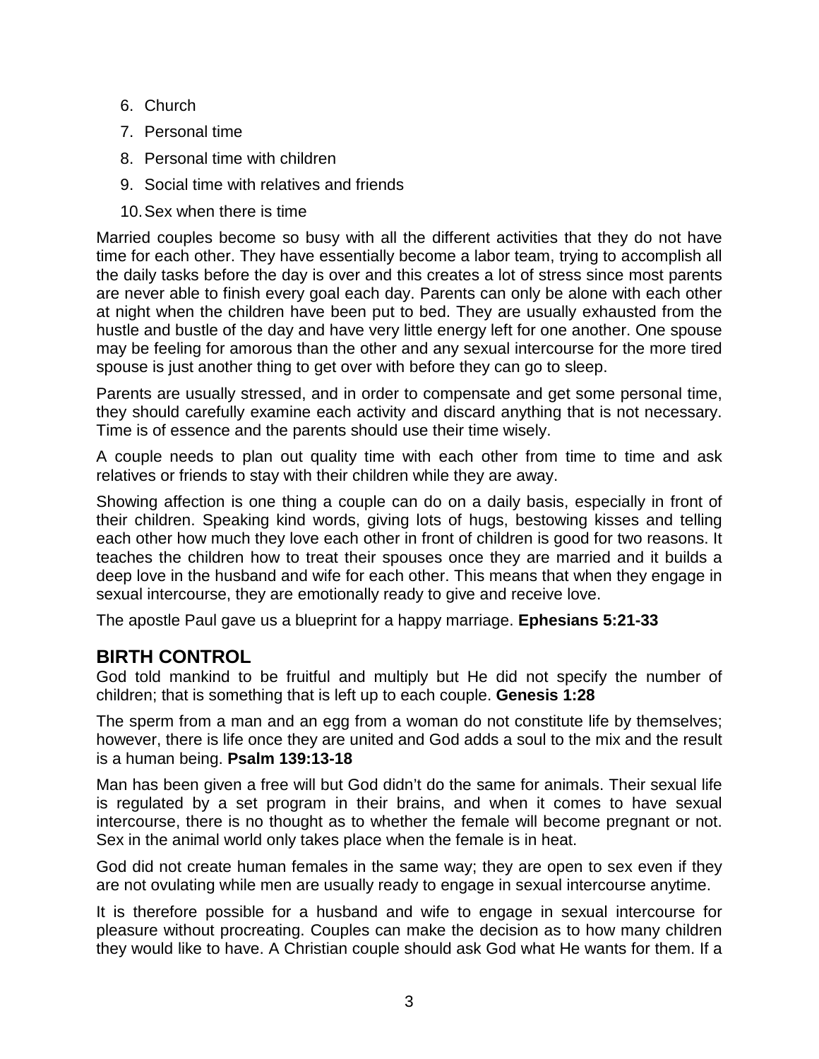6. Church
7. Personal time
8. Personal time with children
9. Social time with relatives and friends
10. Sex when there is time

Married couples become so busy with all the different activities that they do not have time for each other. They have essentially become a labor team, trying to accomplish all the daily tasks before the day is over and this creates a lot of stress since most parents are never able to finish every goal each day. Parents can only be alone with each other at night when the children have been put to bed. They are usually exhausted from the hustle and bustle of the day and have very little energy left for one another. One spouse may be feeling for amorous than the other and any sexual intercourse for the more tired spouse is just another thing to get over with before they can go to sleep.

Parents are usually stressed, and in order to compensate and get some personal time, they should carefully examine each activity and discard anything that is not necessary. Time is of essence and the parents should use their time wisely.

A couple needs to plan out quality time with each other from time to time and ask relatives or friends to stay with their children while they are away.

Showing affection is one thing a couple can do on a daily basis, especially in front of their children. Speaking kind words, giving lots of hugs, bestowing kisses and telling each other how much they love each other in front of children is good for two reasons. It teaches the children how to treat their spouses once they are married and it builds a deep love in the husband and wife for each other. This means that when they engage in sexual intercourse, they are emotionally ready to give and receive love.

The apostle Paul gave us a blueprint for a happy marriage. **Ephesians 5:21-33**

## BIRTH CONTROL

God told mankind to be fruitful and multiply but He did not specify the number of children; that is something that is left up to each couple. **Genesis 1:28**

The sperm from a man and an egg from a woman do not constitute life by themselves; however, there is life once they are united and God adds a soul to the mix and the result is a human being. **Psalm 139:13-18**

Man has been given a free will but God didn't do the same for animals. Their sexual life is regulated by a set program in their brains, and when it comes to have sexual intercourse, there is no thought as to whether the female will become pregnant or not. Sex in the animal world only takes place when the female is in heat.

God did not create human females in the same way; they are open to sex even if they are not ovulating while men are usually ready to engage in sexual intercourse anytime.

It is therefore possible for a husband and wife to engage in sexual intercourse for pleasure without procreating. Couples can make the decision as to how many children they would like to have. A Christian couple should ask God what He wants for them. If a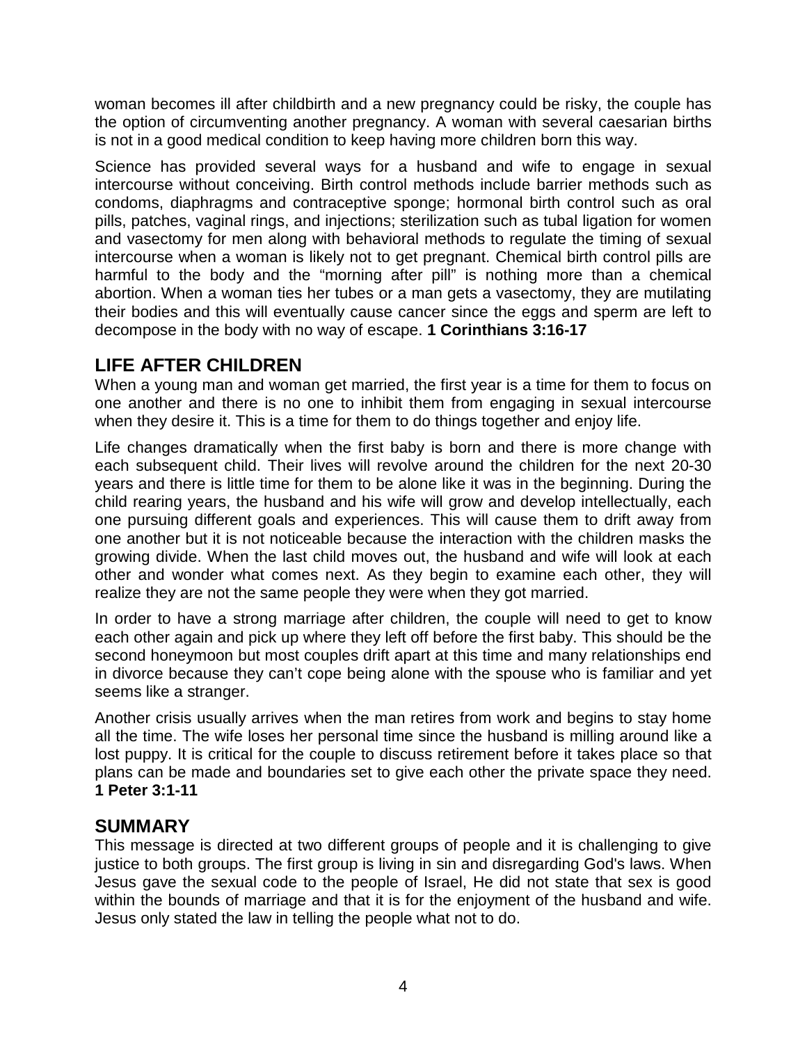woman becomes ill after childbirth and a new pregnancy could be risky, the couple has the option of circumventing another pregnancy. A woman with several caesarian births is not in a good medical condition to keep having more children born this way.

Science has provided several ways for a husband and wife to engage in sexual intercourse without conceiving. Birth control methods include barrier methods such as condoms, diaphragms and contraceptive sponge; hormonal birth control such as oral pills, patches, vaginal rings, and injections; sterilization such as tubal ligation for women and vasectomy for men along with behavioral methods to regulate the timing of sexual intercourse when a woman is likely not to get pregnant. Chemical birth control pills are harmful to the body and the "morning after pill" is nothing more than a chemical abortion. When a woman ties her tubes or a man gets a vasectomy, they are mutilating their bodies and this will eventually cause cancer since the eggs and sperm are left to decompose in the body with no way of escape. **1 Corinthians 3:16-17**

## LIFE AFTER CHILDREN

When a young man and woman get married, the first year is a time for them to focus on one another and there is no one to inhibit them from engaging in sexual intercourse when they desire it. This is a time for them to do things together and enjoy life.

Life changes dramatically when the first baby is born and there is more change with each subsequent child. Their lives will revolve around the children for the next 20-30 years and there is little time for them to be alone like it was in the beginning. During the child rearing years, the husband and his wife will grow and develop intellectually, each one pursuing different goals and experiences. This will cause them to drift away from one another but it is not noticeable because the interaction with the children masks the growing divide. When the last child moves out, the husband and wife will look at each other and wonder what comes next. As they begin to examine each other, they will realize they are not the same people they were when they got married.

In order to have a strong marriage after children, the couple will need to get to know each other again and pick up where they left off before the first baby. This should be the second honeymoon but most couples drift apart at this time and many relationships end in divorce because they can't cope being alone with the spouse who is familiar and yet seems like a stranger.

Another crisis usually arrives when the man retires from work and begins to stay home all the time. The wife loses her personal time since the husband is milling around like a lost puppy. It is critical for the couple to discuss retirement before it takes place so that plans can be made and boundaries set to give each other the private space they need. **1 Peter 3:1-11**

## SUMMARY

This message is directed at two different groups of people and it is challenging to give justice to both groups. The first group is living in sin and disregarding God's laws. When Jesus gave the sexual code to the people of Israel, He did not state that sex is good within the bounds of marriage and that it is for the enjoyment of the husband and wife. Jesus only stated the law in telling the people what not to do.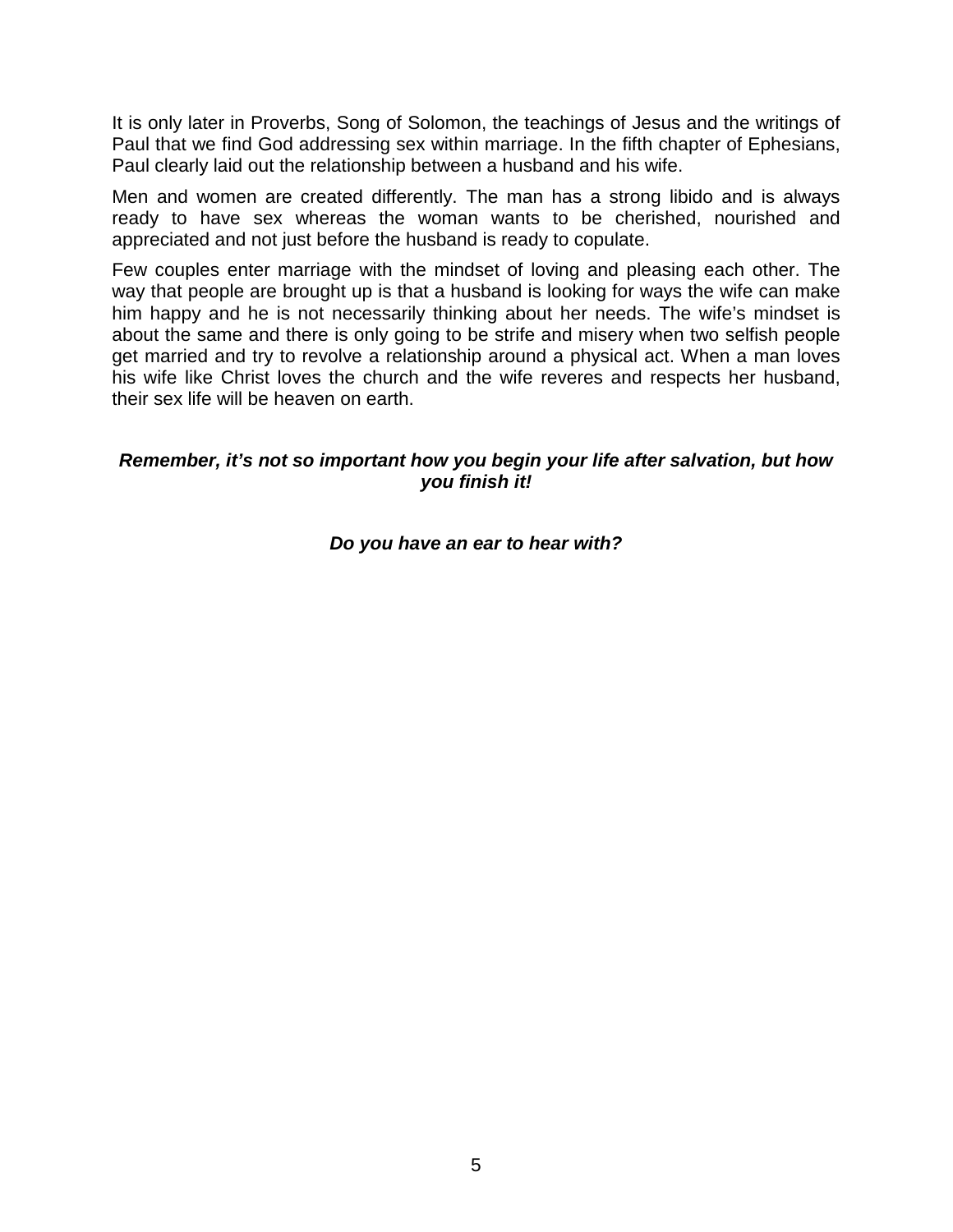It is only later in Proverbs, Song of Solomon, the teachings of Jesus and the writings of Paul that we find God addressing sex within marriage. In the fifth chapter of Ephesians, Paul clearly laid out the relationship between a husband and his wife.

Men and women are created differently. The man has a strong libido and is always ready to have sex whereas the woman wants to be cherished, nourished and appreciated and not just before the husband is ready to copulate.

Few couples enter marriage with the mindset of loving and pleasing each other. The way that people are brought up is that a husband is looking for ways the wife can make him happy and he is not necessarily thinking about her needs. The wife's mindset is about the same and there is only going to be strife and misery when two selfish people get married and try to revolve a relationship around a physical act. When a man loves his wife like Christ loves the church and the wife reveres and respects her husband, their sex life will be heaven on earth.

***Remember, it's not so important how you begin your life after salvation, but how you finish it!***

***Do you have an ear to hear with?***